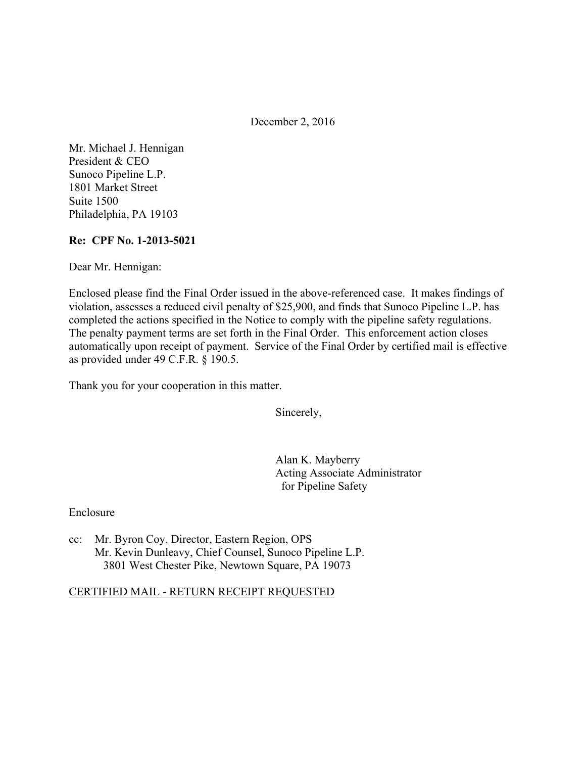December 2, 2016

Mr. Michael J. Hennigan
President & CEO
Sunoco Pipeline L.P.
1801 Market Street
Suite 1500
Philadelphia, PA 19103

**Re: CPF No. 1-2013-5021**

Dear Mr. Hennigan:

Enclosed please find the Final Order issued in the above-referenced case. It makes findings of violation, assesses a reduced civil penalty of $25,900, and finds that Sunoco Pipeline L.P. has completed the actions specified in the Notice to comply with the pipeline safety regulations. The penalty payment terms are set forth in the Final Order. This enforcement action closes automatically upon receipt of payment. Service of the Final Order by certified mail is effective as provided under 49 C.F.R. § 190.5.

Thank you for your cooperation in this matter.

Sincerely,

Alan K. Mayberry
Acting Associate Administrator
for Pipeline Safety

Enclosure

cc: Mr. Byron Coy, Director, Eastern Region, OPS
Mr. Kevin Dunleavy, Chief Counsel, Sunoco Pipeline L.P.
3801 West Chester Pike, Newtown Square, PA 19073

CERTIFIED MAIL - RETURN RECEIPT REQUESTED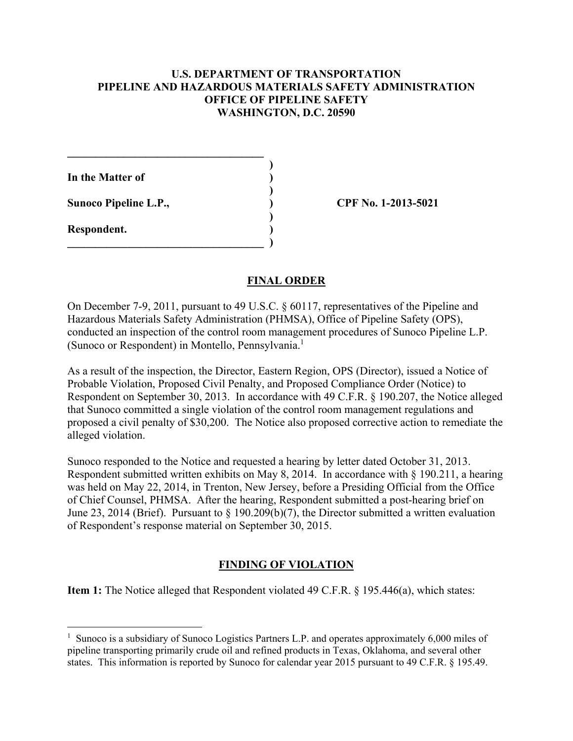**U.S. DEPARTMENT OF TRANSPORTATION**
**PIPELINE AND HAZARDOUS MATERIALS SAFETY ADMINISTRATION**
**OFFICE OF PIPELINE SAFETY**
**WASHINGTON, D.C. 20590**

| | |
|---|---|
| **In the Matter of** | |
| **Sunoco Pipeline L.P.,** | **CPF No. 1-2013-5021** |
| **Respondent.** | |

## FINAL ORDER

On December 7-9, 2011, pursuant to 49 U.S.C. § 60117, representatives of the Pipeline and Hazardous Materials Safety Administration (PHMSA), Office of Pipeline Safety (OPS), conducted an inspection of the control room management procedures of Sunoco Pipeline L.P. (Sunoco or Respondent) in Montello, Pennsylvania.[1]

As a result of the inspection, the Director, Eastern Region, OPS (Director), issued a Notice of Probable Violation, Proposed Civil Penalty, and Proposed Compliance Order (Notice) to Respondent on September 30, 2013. In accordance with 49 C.F.R. § 190.207, the Notice alleged that Sunoco committed a single violation of the control room management regulations and proposed a civil penalty of $30,200. The Notice also proposed corrective action to remediate the alleged violation.

Sunoco responded to the Notice and requested a hearing by letter dated October 31, 2013. Respondent submitted written exhibits on May 8, 2014. In accordance with § 190.211, a hearing was held on May 22, 2014, in Trenton, New Jersey, before a Presiding Official from the Office of Chief Counsel, PHMSA. After the hearing, Respondent submitted a post-hearing brief on June 23, 2014 (Brief). Pursuant to § 190.209(b)(7), the Director submitted a written evaluation of Respondent's response material on September 30, 2015.

## FINDING OF VIOLATION

**Item 1:** The Notice alleged that Respondent violated 49 C.F.R. § 195.446(a), which states:

[1] Sunoco is a subsidiary of Sunoco Logistics Partners L.P. and operates approximately 6,000 miles of pipeline transporting primarily crude oil and refined products in Texas, Oklahoma, and several other states. This information is reported by Sunoco for calendar year 2015 pursuant to 49 C.F.R. § 195.49.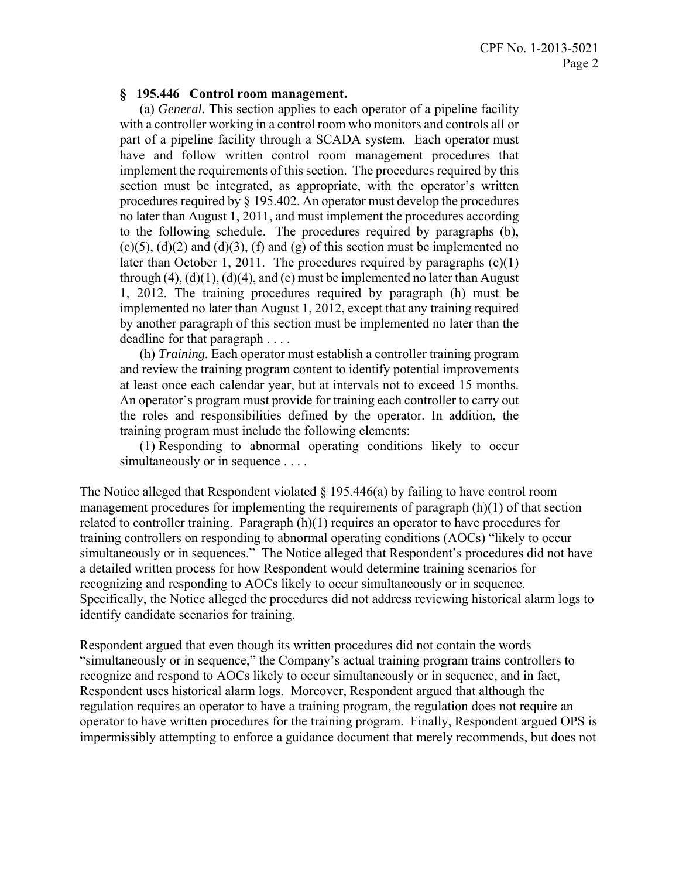**§ 195.446 Control room management.**

(a) *General.* This section applies to each operator of a pipeline facility with a controller working in a control room who monitors and controls all or part of a pipeline facility through a SCADA system. Each operator must have and follow written control room management procedures that implement the requirements of this section. The procedures required by this section must be integrated, as appropriate, with the operator's written procedures required by § 195.402. An operator must develop the procedures no later than August 1, 2011, and must implement the procedures according to the following schedule. The procedures required by paragraphs (b), (c)(5), (d)(2) and (d)(3), (f) and (g) of this section must be implemented no later than October 1, 2011. The procedures required by paragraphs (c)(1) through (4), (d)(1), (d)(4), and (e) must be implemented no later than August 1, 2012. The training procedures required by paragraph (h) must be implemented no later than August 1, 2012, except that any training required by another paragraph of this section must be implemented no later than the deadline for that paragraph . . . .

(h) *Training.* Each operator must establish a controller training program and review the training program content to identify potential improvements at least once each calendar year, but at intervals not to exceed 15 months. An operator's program must provide for training each controller to carry out the roles and responsibilities defined by the operator. In addition, the training program must include the following elements:

(1) Responding to abnormal operating conditions likely to occur simultaneously or in sequence . . . .

The Notice alleged that Respondent violated § 195.446(a) by failing to have control room management procedures for implementing the requirements of paragraph (h)(1) of that section related to controller training. Paragraph (h)(1) requires an operator to have procedures for training controllers on responding to abnormal operating conditions (AOCs) "likely to occur simultaneously or in sequences." The Notice alleged that Respondent's procedures did not have a detailed written process for how Respondent would determine training scenarios for recognizing and responding to AOCs likely to occur simultaneously or in sequence. Specifically, the Notice alleged the procedures did not address reviewing historical alarm logs to identify candidate scenarios for training.

Respondent argued that even though its written procedures did not contain the words "simultaneously or in sequence," the Company's actual training program trains controllers to recognize and respond to AOCs likely to occur simultaneously or in sequence, and in fact, Respondent uses historical alarm logs. Moreover, Respondent argued that although the regulation requires an operator to have a training program, the regulation does not require an operator to have written procedures for the training program. Finally, Respondent argued OPS is impermissibly attempting to enforce a guidance document that merely recommends, but does not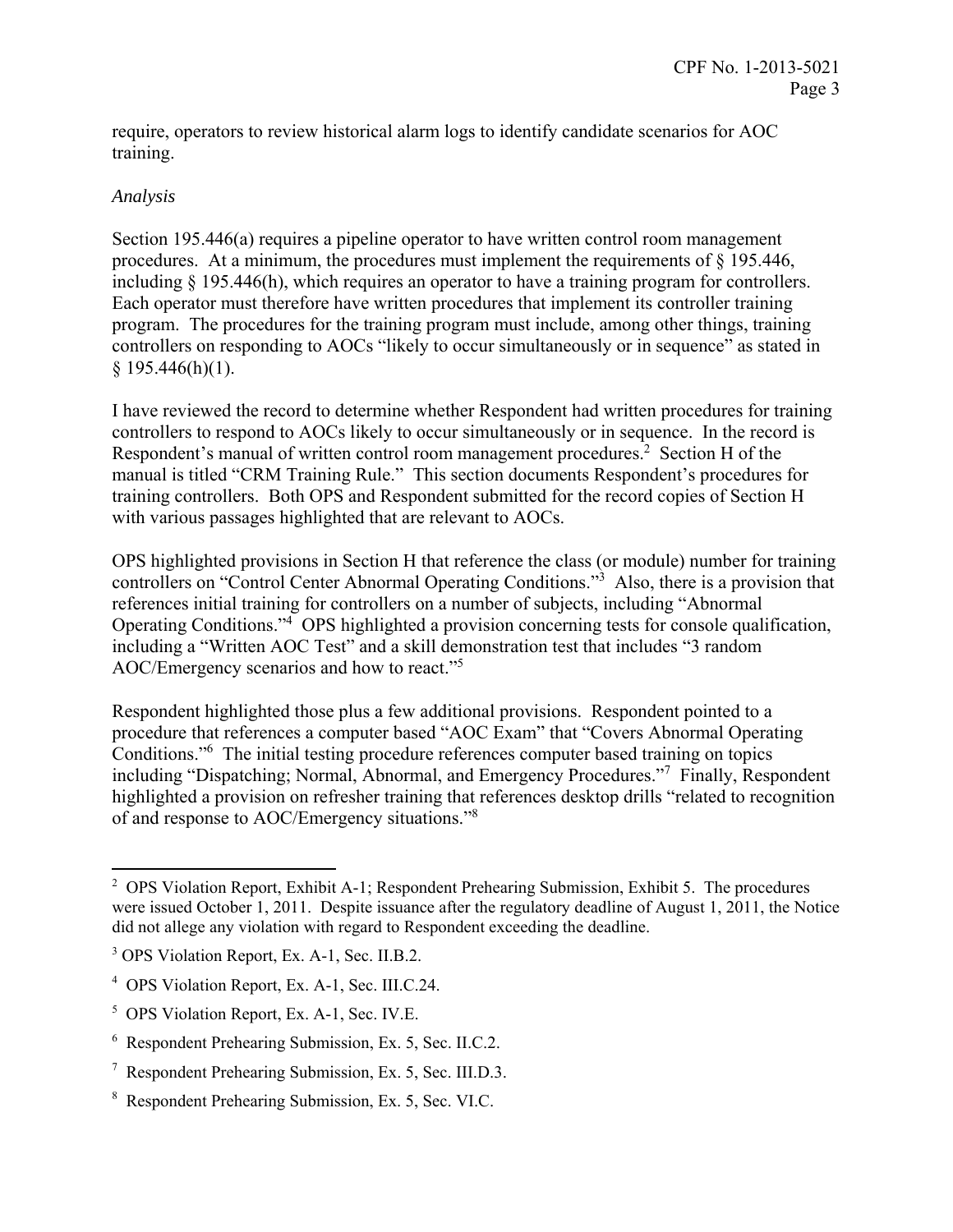require, operators to review historical alarm logs to identify candidate scenarios for AOC training.

*Analysis*

Section 195.446(a) requires a pipeline operator to have written control room management procedures. At a minimum, the procedures must implement the requirements of § 195.446, including § 195.446(h), which requires an operator to have a training program for controllers. Each operator must therefore have written procedures that implement its controller training program. The procedures for the training program must include, among other things, training controllers on responding to AOCs "likely to occur simultaneously or in sequence" as stated in § 195.446(h)(1).

I have reviewed the record to determine whether Respondent had written procedures for training controllers to respond to AOCs likely to occur simultaneously or in sequence. In the record is Respondent's manual of written control room management procedures.[2] Section H of the manual is titled "CRM Training Rule." This section documents Respondent's procedures for training controllers. Both OPS and Respondent submitted for the record copies of Section H with various passages highlighted that are relevant to AOCs.

OPS highlighted provisions in Section H that reference the class (or module) number for training controllers on "Control Center Abnormal Operating Conditions."[3] Also, there is a provision that references initial training for controllers on a number of subjects, including "Abnormal Operating Conditions."[4] OPS highlighted a provision concerning tests for console qualification, including a "Written AOC Test" and a skill demonstration test that includes "3 random AOC/Emergency scenarios and how to react."[5]

Respondent highlighted those plus a few additional provisions. Respondent pointed to a procedure that references a computer based "AOC Exam" that "Covers Abnormal Operating Conditions."[6] The initial testing procedure references computer based training on topics including "Dispatching; Normal, Abnormal, and Emergency Procedures."[7] Finally, Respondent highlighted a provision on refresher training that references desktop drills "related to recognition of and response to AOC/Emergency situations."[8]

---

[2] OPS Violation Report, Exhibit A-1; Respondent Prehearing Submission, Exhibit 5. The procedures were issued October 1, 2011. Despite issuance after the regulatory deadline of August 1, 2011, the Notice did not allege any violation with regard to Respondent exceeding the deadline.

[3] OPS Violation Report, Ex. A-1, Sec. II.B.2.

[4] OPS Violation Report, Ex. A-1, Sec. III.C.24.

[5] OPS Violation Report, Ex. A-1, Sec. IV.E.

[6] Respondent Prehearing Submission, Ex. 5, Sec. II.C.2.

[7] Respondent Prehearing Submission, Ex. 5, Sec. III.D.3.

[8] Respondent Prehearing Submission, Ex. 5, Sec. VI.C.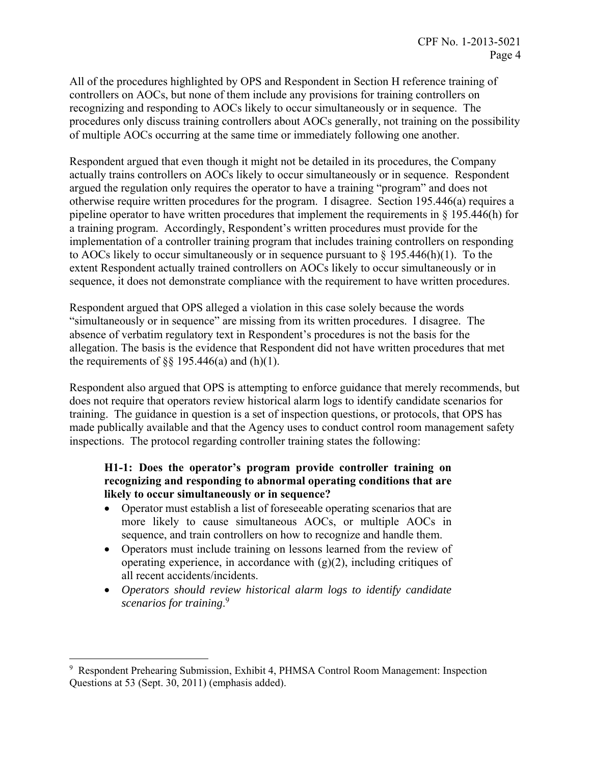All of the procedures highlighted by OPS and Respondent in Section H reference training of controllers on AOCs, but none of them include any provisions for training controllers on recognizing and responding to AOCs likely to occur simultaneously or in sequence. The procedures only discuss training controllers about AOCs generally, not training on the possibility of multiple AOCs occurring at the same time or immediately following one another.

Respondent argued that even though it might not be detailed in its procedures, the Company actually trains controllers on AOCs likely to occur simultaneously or in sequence. Respondent argued the regulation only requires the operator to have a training "program" and does not otherwise require written procedures for the program. I disagree. Section 195.446(a) requires a pipeline operator to have written procedures that implement the requirements in § 195.446(h) for a training program. Accordingly, Respondent's written procedures must provide for the implementation of a controller training program that includes training controllers on responding to AOCs likely to occur simultaneously or in sequence pursuant to § 195.446(h)(1). To the extent Respondent actually trained controllers on AOCs likely to occur simultaneously or in sequence, it does not demonstrate compliance with the requirement to have written procedures.

Respondent argued that OPS alleged a violation in this case solely because the words "simultaneously or in sequence" are missing from its written procedures. I disagree. The absence of verbatim regulatory text in Respondent's procedures is not the basis for the allegation. The basis is the evidence that Respondent did not have written procedures that met the requirements of §§ 195.446(a) and (h)(1).

Respondent also argued that OPS is attempting to enforce guidance that merely recommends, but does not require that operators review historical alarm logs to identify candidate scenarios for training. The guidance in question is a set of inspection questions, or protocols, that OPS has made publically available and that the Agency uses to conduct control room management safety inspections. The protocol regarding controller training states the following:

> **H1-1: Does the operator's program provide controller training on recognizing and responding to abnormal operating conditions that are likely to occur simultaneously or in sequence?**
>
> - Operator must establish a list of foreseeable operating scenarios that are more likely to cause simultaneous AOCs, or multiple AOCs in sequence, and train controllers on how to recognize and handle them.
> - Operators must include training on lessons learned from the review of operating experience, in accordance with (g)(2), including critiques of all recent accidents/incidents.
> - *Operators should review historical alarm logs to identify candidate scenarios for training*.[9]

---

[9] Respondent Prehearing Submission, Exhibit 4, PHMSA Control Room Management: Inspection Questions at 53 (Sept. 30, 2011) (emphasis added).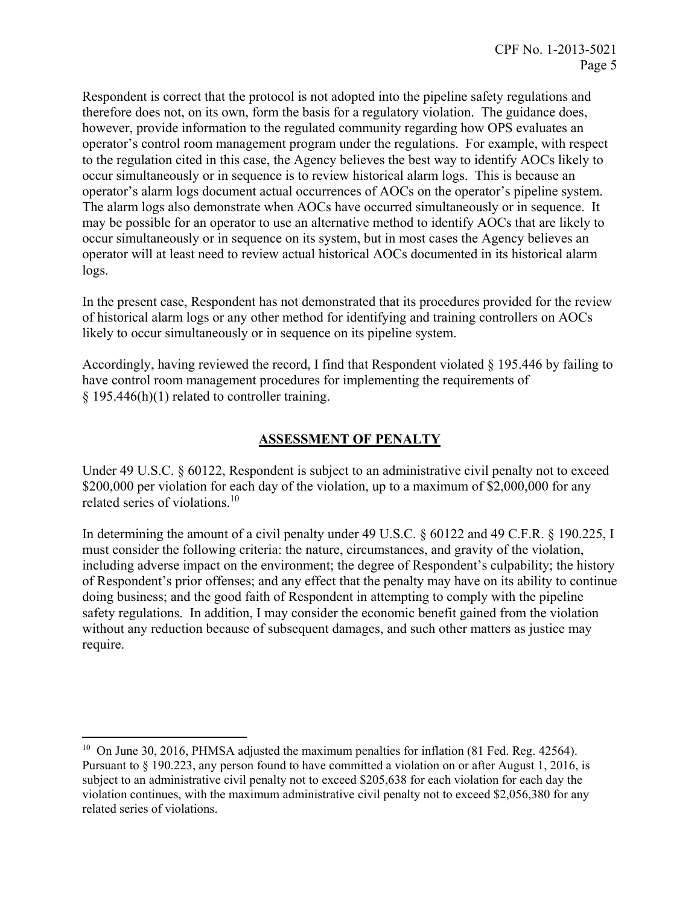Respondent is correct that the protocol is not adopted into the pipeline safety regulations and therefore does not, on its own, form the basis for a regulatory violation. The guidance does, however, provide information to the regulated community regarding how OPS evaluates an operator's control room management program under the regulations. For example, with respect to the regulation cited in this case, the Agency believes the best way to identify AOCs likely to occur simultaneously or in sequence is to review historical alarm logs. This is because an operator's alarm logs document actual occurrences of AOCs on the operator's pipeline system. The alarm logs also demonstrate when AOCs have occurred simultaneously or in sequence. It may be possible for an operator to use an alternative method to identify AOCs that are likely to occur simultaneously or in sequence on its system, but in most cases the Agency believes an operator will at least need to review actual historical AOCs documented in its historical alarm logs.

In the present case, Respondent has not demonstrated that its procedures provided for the review of historical alarm logs or any other method for identifying and training controllers on AOCs likely to occur simultaneously or in sequence on its pipeline system.

Accordingly, having reviewed the record, I find that Respondent violated § 195.446 by failing to have control room management procedures for implementing the requirements of § 195.446(h)(1) related to controller training.

## ASSESSMENT OF PENALTY

Under 49 U.S.C. § 60122, Respondent is subject to an administrative civil penalty not to exceed $200,000 per violation for each day of the violation, up to a maximum of $2,000,000 for any related series of violations.[10]

In determining the amount of a civil penalty under 49 U.S.C. § 60122 and 49 C.F.R. § 190.225, I must consider the following criteria: the nature, circumstances, and gravity of the violation, including adverse impact on the environment; the degree of Respondent's culpability; the history of Respondent's prior offenses; and any effect that the penalty may have on its ability to continue doing business; and the good faith of Respondent in attempting to comply with the pipeline safety regulations. In addition, I may consider the economic benefit gained from the violation without any reduction because of subsequent damages, and such other matters as justice may require.

[10] On June 30, 2016, PHMSA adjusted the maximum penalties for inflation (81 Fed. Reg. 42564). Pursuant to § 190.223, any person found to have committed a violation on or after August 1, 2016, is subject to an administrative civil penalty not to exceed $205,638 for each violation for each day the violation continues, with the maximum administrative civil penalty not to exceed $2,056,380 for any related series of violations.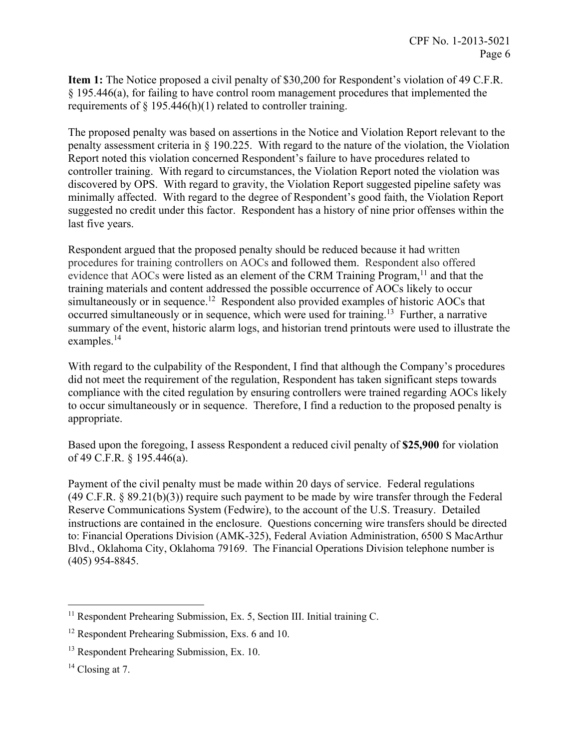**Item 1:** The Notice proposed a civil penalty of $30,200 for Respondent's violation of 49 C.F.R. § 195.446(a), for failing to have control room management procedures that implemented the requirements of § 195.446(h)(1) related to controller training.

The proposed penalty was based on assertions in the Notice and Violation Report relevant to the penalty assessment criteria in § 190.225. With regard to the nature of the violation, the Violation Report noted this violation concerned Respondent's failure to have procedures related to controller training. With regard to circumstances, the Violation Report noted the violation was discovered by OPS. With regard to gravity, the Violation Report suggested pipeline safety was minimally affected. With regard to the degree of Respondent's good faith, the Violation Report suggested no credit under this factor. Respondent has a history of nine prior offenses within the last five years.

Respondent argued that the proposed penalty should be reduced because it had written procedures for training controllers on AOCs and followed them. Respondent also offered evidence that AOCs were listed as an element of the CRM Training Program,[11] and that the training materials and content addressed the possible occurrence of AOCs likely to occur simultaneously or in sequence.[12] Respondent also provided examples of historic AOCs that occurred simultaneously or in sequence, which were used for training.[13] Further, a narrative summary of the event, historic alarm logs, and historian trend printouts were used to illustrate the examples.[14]

With regard to the culpability of the Respondent, I find that although the Company's procedures did not meet the requirement of the regulation, Respondent has taken significant steps towards compliance with the cited regulation by ensuring controllers were trained regarding AOCs likely to occur simultaneously or in sequence. Therefore, I find a reduction to the proposed penalty is appropriate.

Based upon the foregoing, I assess Respondent a reduced civil penalty of **$25,900** for violation of 49 C.F.R. § 195.446(a).

Payment of the civil penalty must be made within 20 days of service. Federal regulations (49 C.F.R. § 89.21(b)(3)) require such payment to be made by wire transfer through the Federal Reserve Communications System (Fedwire), to the account of the U.S. Treasury. Detailed instructions are contained in the enclosure. Questions concerning wire transfers should be directed to: Financial Operations Division (AMK-325), Federal Aviation Administration, 6500 S MacArthur Blvd., Oklahoma City, Oklahoma 79169. The Financial Operations Division telephone number is (405) 954-8845.

---

[11] Respondent Prehearing Submission, Ex. 5, Section III. Initial training C.

[12] Respondent Prehearing Submission, Exs. 6 and 10.

[13] Respondent Prehearing Submission, Ex. 10.

[14] Closing at 7.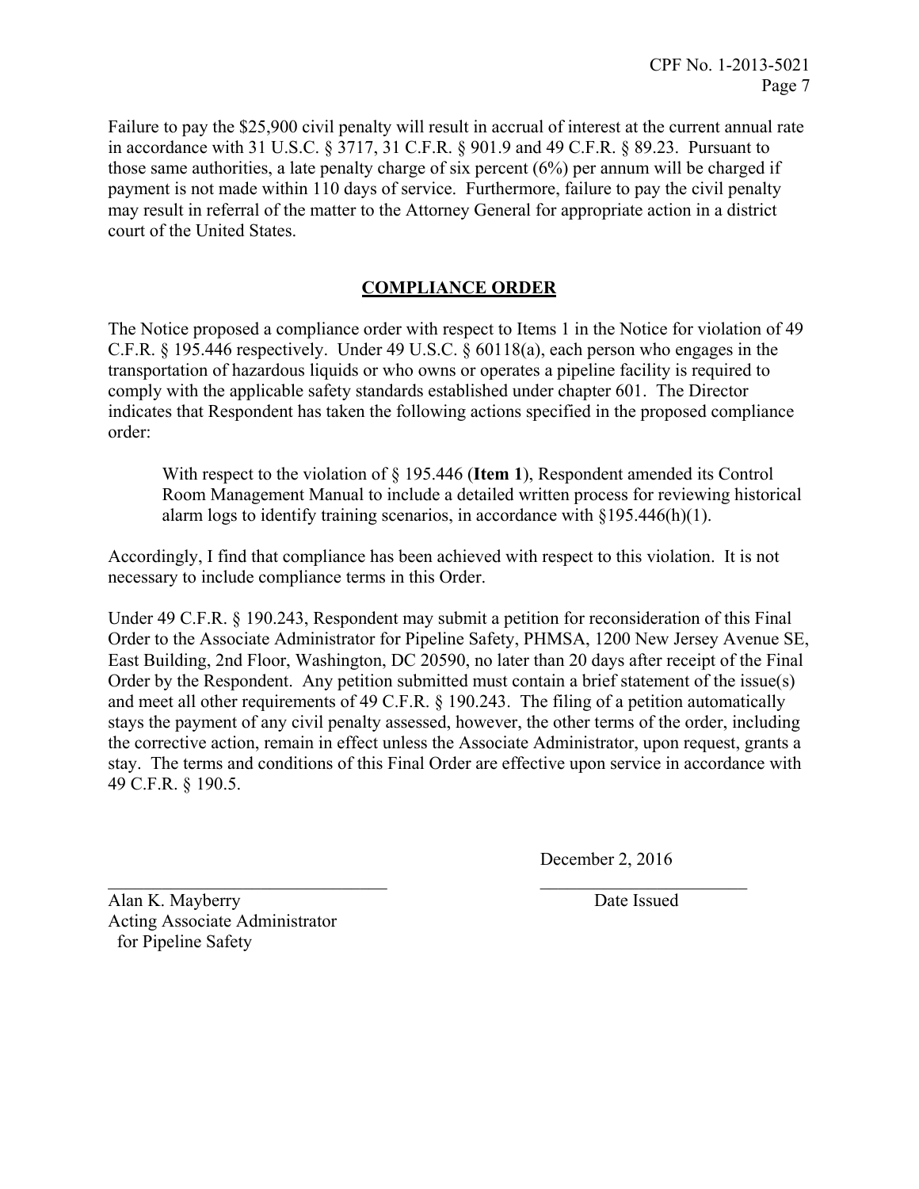Failure to pay the $25,900 civil penalty will result in accrual of interest at the current annual rate in accordance with 31 U.S.C. § 3717, 31 C.F.R. § 901.9 and 49 C.F.R. § 89.23. Pursuant to those same authorities, a late penalty charge of six percent (6%) per annum will be charged if payment is not made within 110 days of service. Furthermore, failure to pay the civil penalty may result in referral of the matter to the Attorney General for appropriate action in a district court of the United States.

## COMPLIANCE ORDER

The Notice proposed a compliance order with respect to Items 1 in the Notice for violation of 49 C.F.R. § 195.446 respectively. Under 49 U.S.C. § 60118(a), each person who engages in the transportation of hazardous liquids or who owns or operates a pipeline facility is required to comply with the applicable safety standards established under chapter 601. The Director indicates that Respondent has taken the following actions specified in the proposed compliance order:

> With respect to the violation of § 195.446 (**Item 1**), Respondent amended its Control Room Management Manual to include a detailed written process for reviewing historical alarm logs to identify training scenarios, in accordance with §195.446(h)(1).

Accordingly, I find that compliance has been achieved with respect to this violation. It is not necessary to include compliance terms in this Order.

Under 49 C.F.R. § 190.243, Respondent may submit a petition for reconsideration of this Final Order to the Associate Administrator for Pipeline Safety, PHMSA, 1200 New Jersey Avenue SE, East Building, 2nd Floor, Washington, DC 20590, no later than 20 days after receipt of the Final Order by the Respondent. Any petition submitted must contain a brief statement of the issue(s) and meet all other requirements of 49 C.F.R. § 190.243. The filing of a petition automatically stays the payment of any civil penalty assessed, however, the other terms of the order, including the corrective action, remain in effect unless the Associate Administrator, upon request, grants a stay. The terms and conditions of this Final Order are effective upon service in accordance with 49 C.F.R. § 190.5.

December 2, 2016

\_\_\_\_\_\_\_\_\_\_\_\_\_\_\_\_\_\_\_\_\_\_\_\_\_\_\_\_\_\_ \_\_\_\_\_\_\_\_\_\_\_\_\_\_\_\_\_\_\_\_\_\_\_\_

Alan K. Mayberry
Acting Associate Administrator
for Pipeline Safety

Date Issued